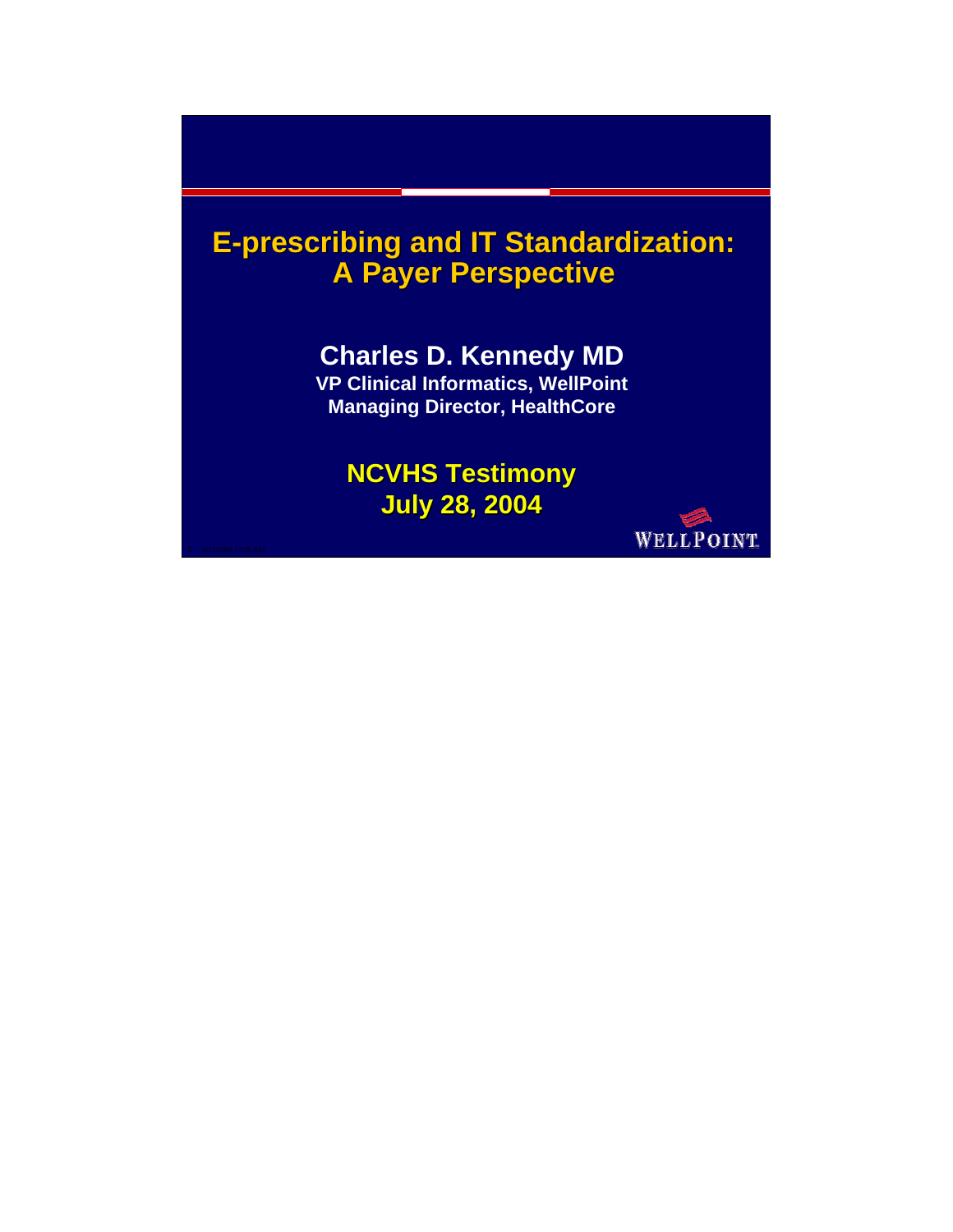# E-prescribing and IT Standardization: A Payer Perspective

**Charles D. Kennedy MD**

**VP Clinical Informatics, WellPoint**

**Managing Director, HealthCore**

**NCVHS Testimony**

**July 28, 2004**

WELLPOINT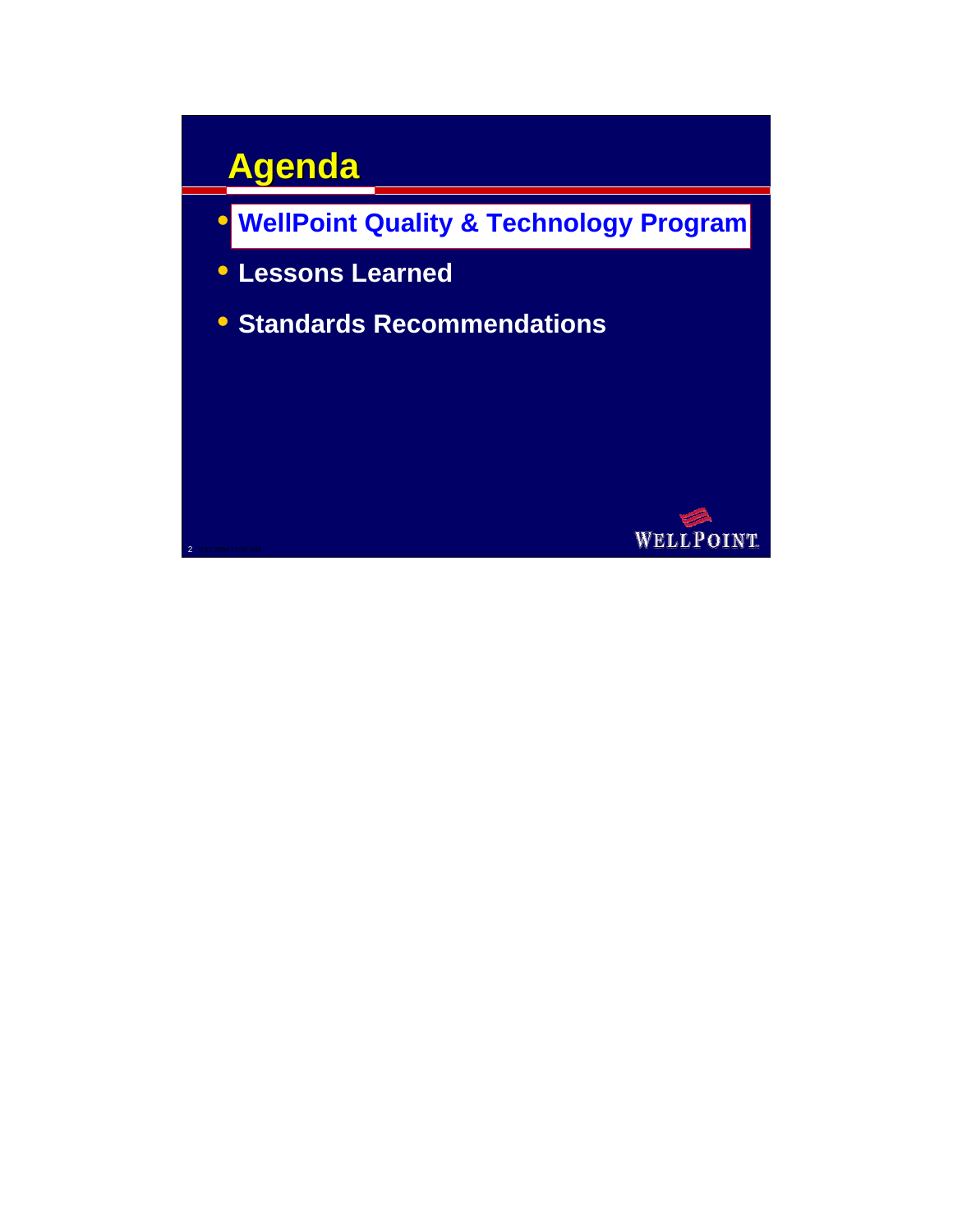# Agenda

- WellPoint Quality & Technology Program
- Lessons Learned
- Standards Recommendations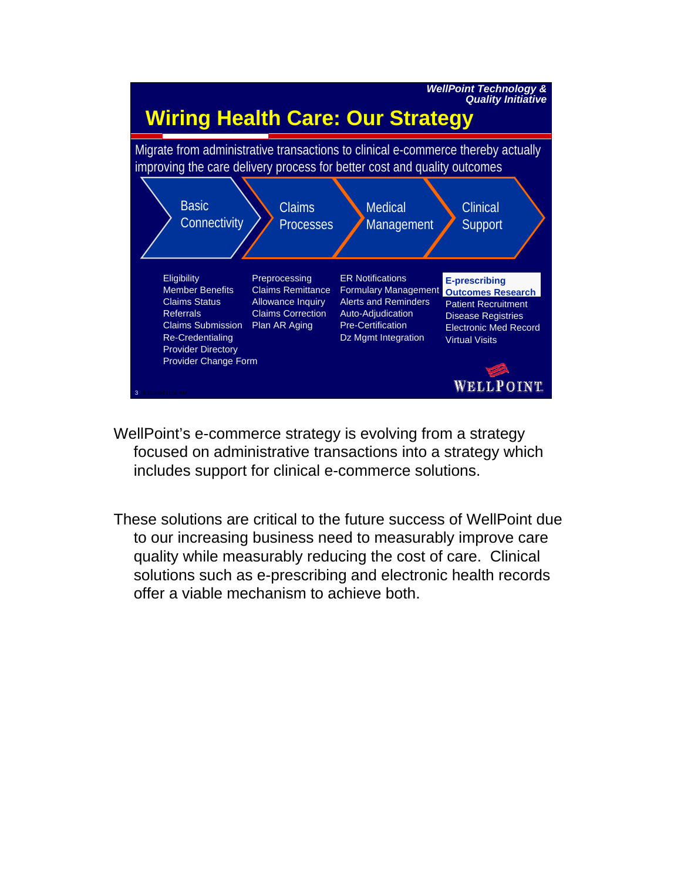*WellPoint Technology & Quality Initiative*

# Wiring Health Care: Our Strategy

Migrate from administrative transactions to clinical e-commerce thereby actually improving the care delivery process for better cost and quality outcomes

| Basic Connectivity | Claims Processes | Medical Management | Clinical Support |
| --- | --- | --- | --- |
| Eligibility | Preprocessing | ER Notifications | **E-prescribing** |
| Member Benefits | Claims Remittance | Formulary Management | **Outcomes Research** |
| Claims Status | Allowance Inquiry | Alerts and Reminders | Patient Recruitment |
| Referrals | Claims Correction | Auto-Adjudication | Disease Registries |
| Claims Submission | Plan AR Aging | Pre-Certification | Electronic Med Record |
| Re-Credentialing | | Dz Mgmt Integration | Virtual Visits |
| Provider Directory | | | |
| Provider Change Form | | | |

WELLPOINT

WellPoint's e-commerce strategy is evolving from a strategy focused on administrative transactions into a strategy which includes support for clinical e-commerce solutions.

These solutions are critical to the future success of WellPoint due to our increasing business need to measurably improve care quality while measurably reducing the cost of care. Clinical solutions such as e-prescribing and electronic health records offer a viable mechanism to achieve both.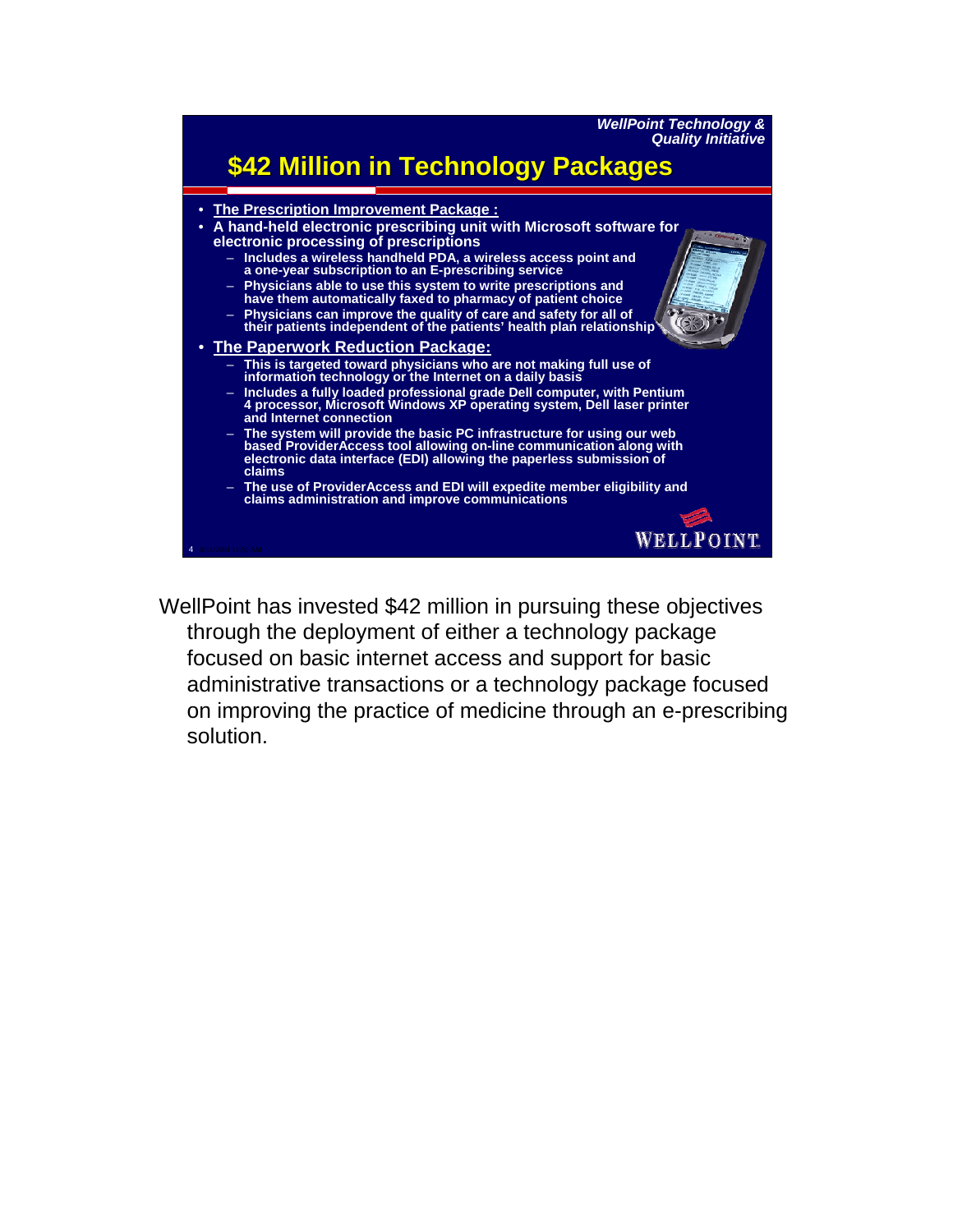*WellPoint Technology & Quality Initiative*

## $42 Million in Technology Packages

- **The Prescription Improvement Package :**
- **A hand-held electronic prescribing unit with Microsoft software for electronic processing of prescriptions**
  - Includes a wireless handheld PDA, a wireless access point and a one-year subscription to an E-prescribing service
  - Physicians able to use this system to write prescriptions and have them automatically faxed to pharmacy of patient choice
  - Physicians can improve the quality of care and safety for all of their patients independent of the patients' health plan relationship
- **The Paperwork Reduction Package:**
  - This is targeted toward physicians who are not making full use of information technology or the Internet on a daily basis
  - Includes a fully loaded professional grade Dell computer, with Pentium 4 processor, Microsoft Windows XP operating system, Dell laser printer and Internet connection
  - The system will provide the basic PC infrastructure for using our web based ProviderAccess tool allowing on-line communication along with electronic data interface (EDI) allowing the paperless submission of claims
  - The use of ProviderAccess and EDI will expedite member eligibility and claims administration and improve communications

WELLPOINT

WellPoint has invested $42 million in pursuing these objectives through the deployment of either a technology package focused on basic internet access and support for basic administrative transactions or a technology package focused on improving the practice of medicine through an e-prescribing solution.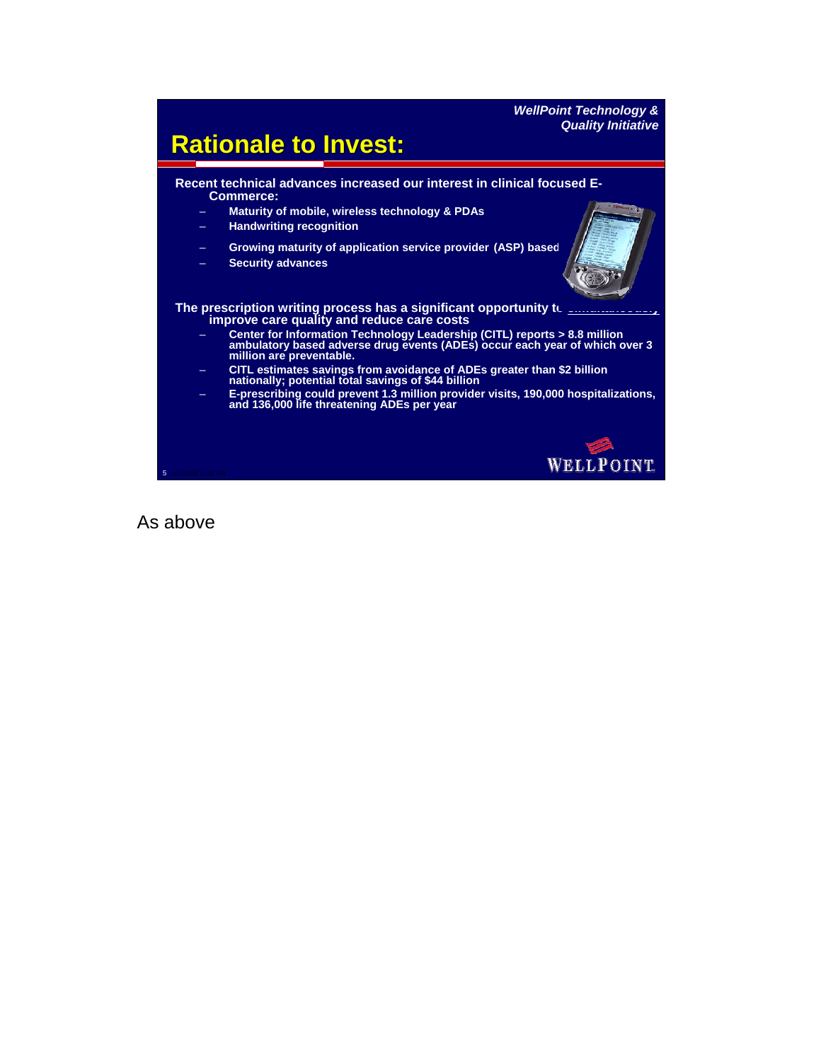*WellPoint Technology & Quality Initiative*

# Rationale to Invest:

**Recent technical advances increased our interest in clinical focused E-Commerce:**

- **Maturity of mobile, wireless technology & PDAs**
- **Handwriting recognition**
- **Growing maturity of application service provider (ASP) based**
- **Security advances**

**The prescription writing process has a significant opportunity to simultaneously improve care quality and reduce care costs**

- **Center for Information Technology Leadership (CITL) reports > 8.8 million ambulatory based adverse drug events (ADEs) occur each year of which over 3 million are preventable.**
- **CITL estimates savings from avoidance of ADEs greater than $2 billion nationally; potential total savings of $44 billion**
- **E-prescribing could prevent 1.3 million provider visits, 190,000 hospitalizations, and 136,000 life threatening ADEs per year**

WELLPOINT

As above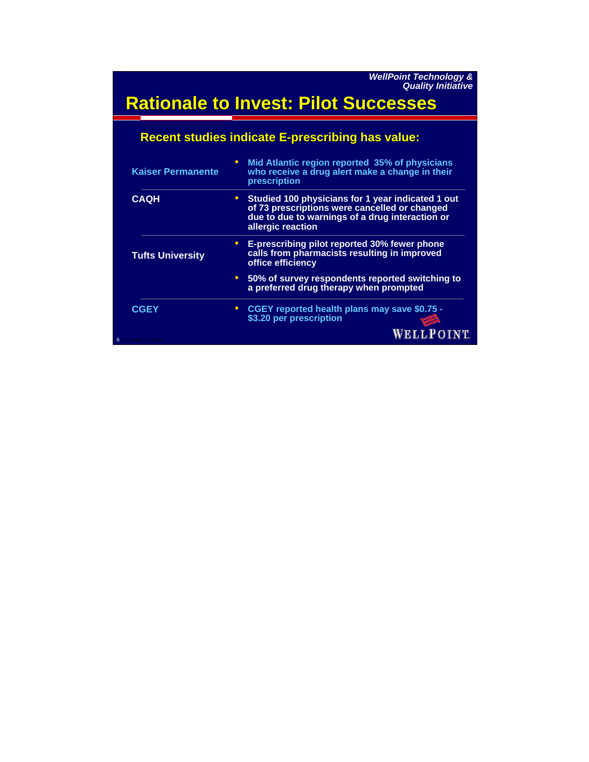*WellPoint Technology & Quality Initiative*

# Rationale to Invest: Pilot Successes

## Recent studies indicate E-prescribing has value:

| | |
|---|---|
| **Kaiser Permanente** | • **Mid Atlantic region reported 35% of physicians who receive a drug alert make a change in their prescription** |
| **CAQH** | • **Studied 100 physicians for 1 year indicated 1 out of 73 prescriptions were cancelled or changed due to due to warnings of a drug interaction or allergic reaction** |
| **Tufts University** | • **E-prescribing pilot reported 30% fewer phone calls from pharmacists resulting in improved office efficiency**<br>• **50% of survey respondents reported switching to a preferred drug therapy when prompted** |
| **CGEY** | • **CGEY reported health plans may save $0.75 - $3.20 per prescription** |

WELLPOINT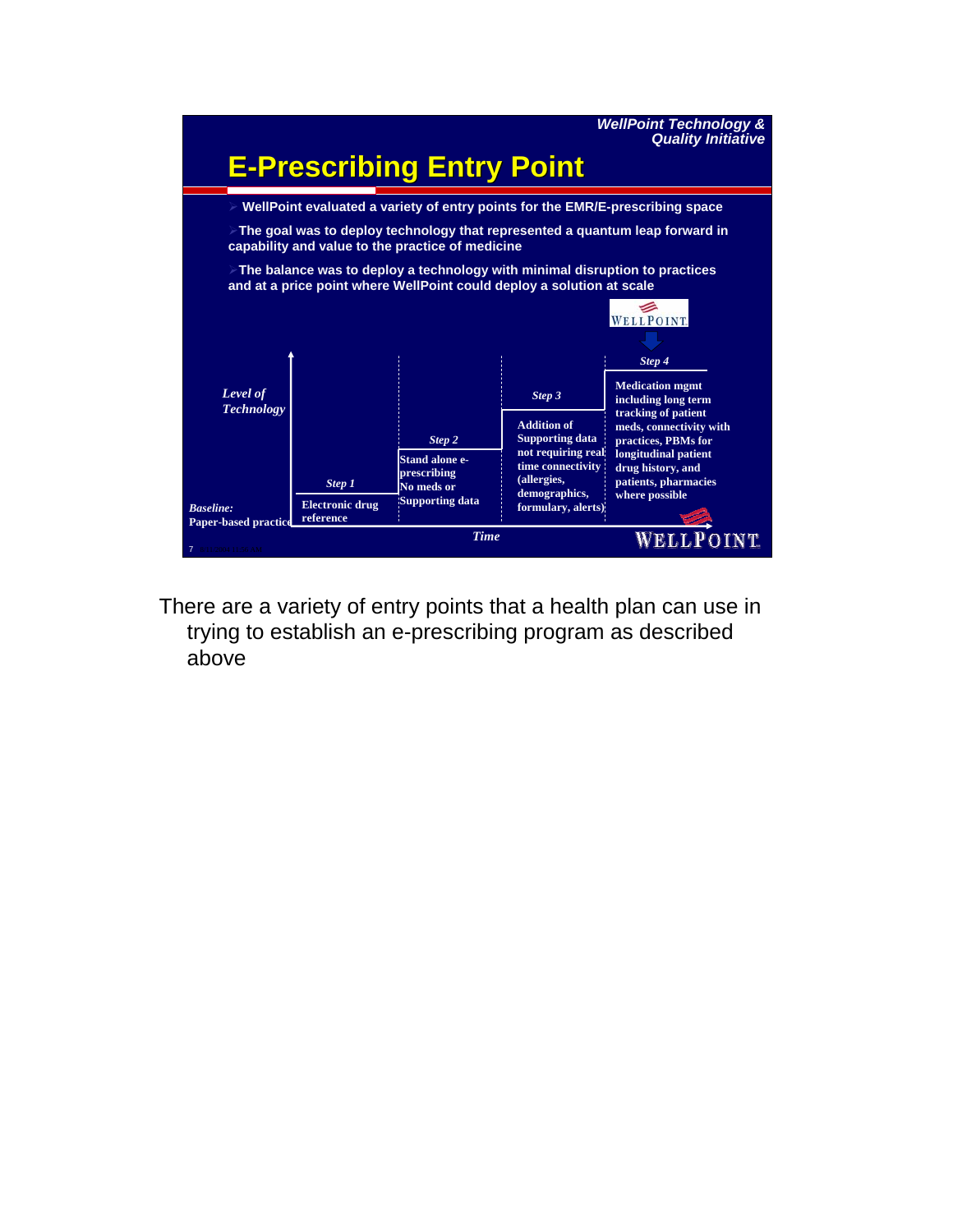WellPoint Technology & Quality Initiative

## E-Prescribing Entry Point

- WellPoint evaluated a variety of entry points for the EMR/E-prescribing space
- The goal was to deploy technology that represented a quantum leap forward in capability and value to the practice of medicine
- The balance was to deploy a technology with minimal disruption to practices and at a price point where WellPoint could deploy a solution at scale

*Level of Technology*

*Baseline:* Paper-based practice

*Step 1* — Electronic drug reference

*Step 2* — Stand alone e-prescribing. No meds or Supporting data

*Step 3* — Addition of Supporting data not requiring real time connectivity (allergies, demographics, formulary, alerts)

*Step 4* (WellPoint) — Medication mgmt including long term tracking of patient meds, connectivity with practices, PBMs for longitudinal patient drug history, and patients, pharmacies where possible

*Time*

WELLPOINT

There are a variety of entry points that a health plan can use in trying to establish an e-prescribing program as described above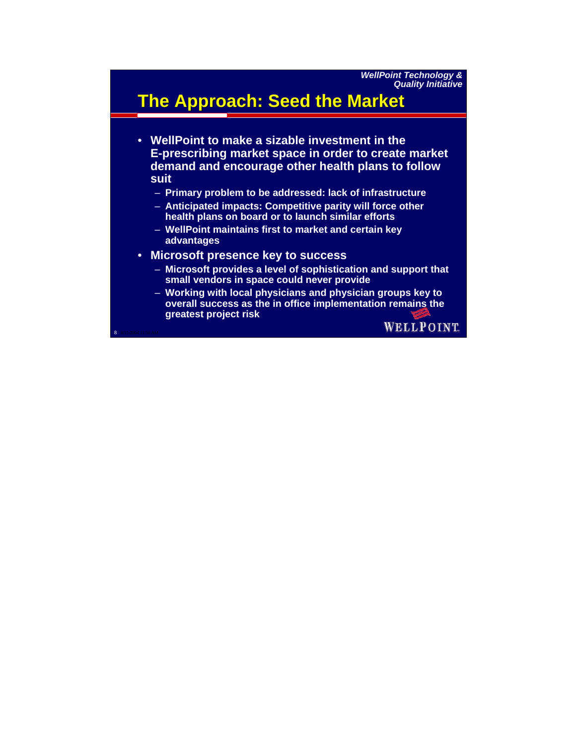*WellPoint Technology & Quality Initiative*

# The Approach: Seed the Market

- WellPoint to make a sizable investment in the E-prescribing market space in order to create market demand and encourage other health plans to follow suit
  - Primary problem to be addressed: lack of infrastructure
  - Anticipated impacts: Competitive parity will force other health plans on board or to launch similar efforts
  - WellPoint maintains first to market and certain key advantages
- Microsoft presence key to success
  - Microsoft provides a level of sophistication and support that small vendors in space could never provide
  - Working with local physicians and physician groups key to overall success as the in office implementation remains the greatest project risk

WELLPOINT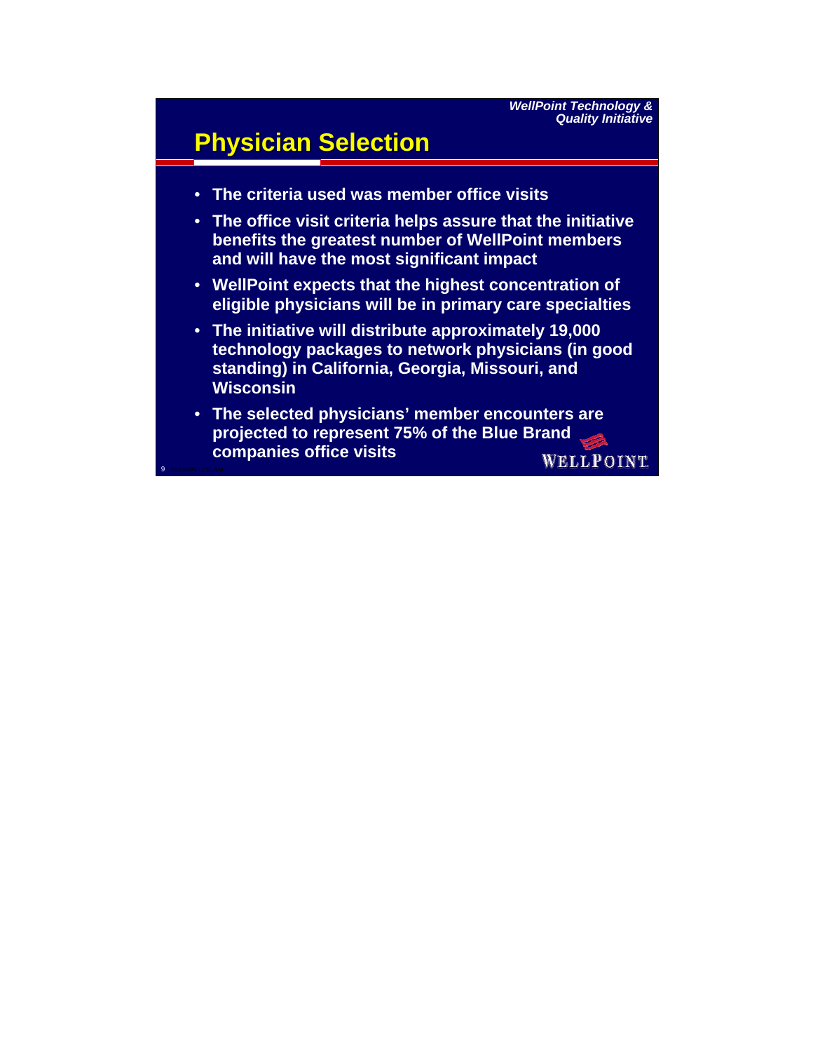# Physician Selection

- The criteria used was member office visits
- The office visit criteria helps assure that the initiative benefits the greatest number of WellPoint members and will have the most significant impact
- WellPoint expects that the highest concentration of eligible physicians will be in primary care specialties
- The initiative will distribute approximately 19,000 technology packages to network physicians (in good standing) in California, Georgia, Missouri, and Wisconsin
- The selected physicians' member encounters are projected to represent 75% of the Blue Brand companies office visits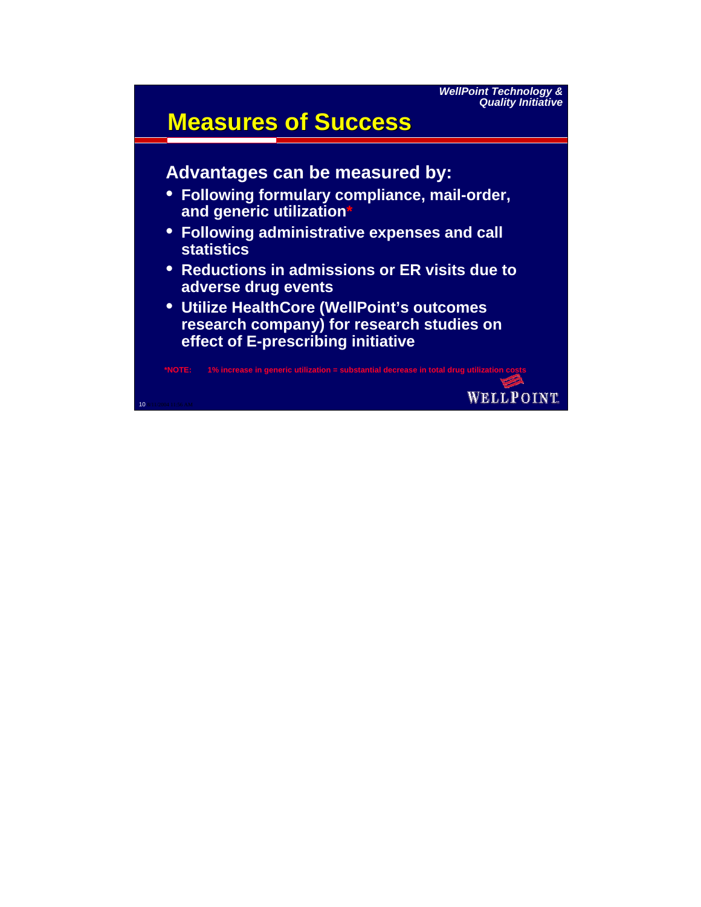*WellPoint Technology & Quality Initiative*

# Measures of Success

## Advantages can be measured by:

- Following formulary compliance, mail-order, and generic utilization*
- Following administrative expenses and call statistics
- Reductions in admissions or ER visits due to adverse drug events
- Utilize HealthCore (WellPoint's outcomes research company) for research studies on effect of E-prescribing initiative

*NOTE: 1% increase in generic utilization = substantial decrease in total drug utilization costs

WELLPOINT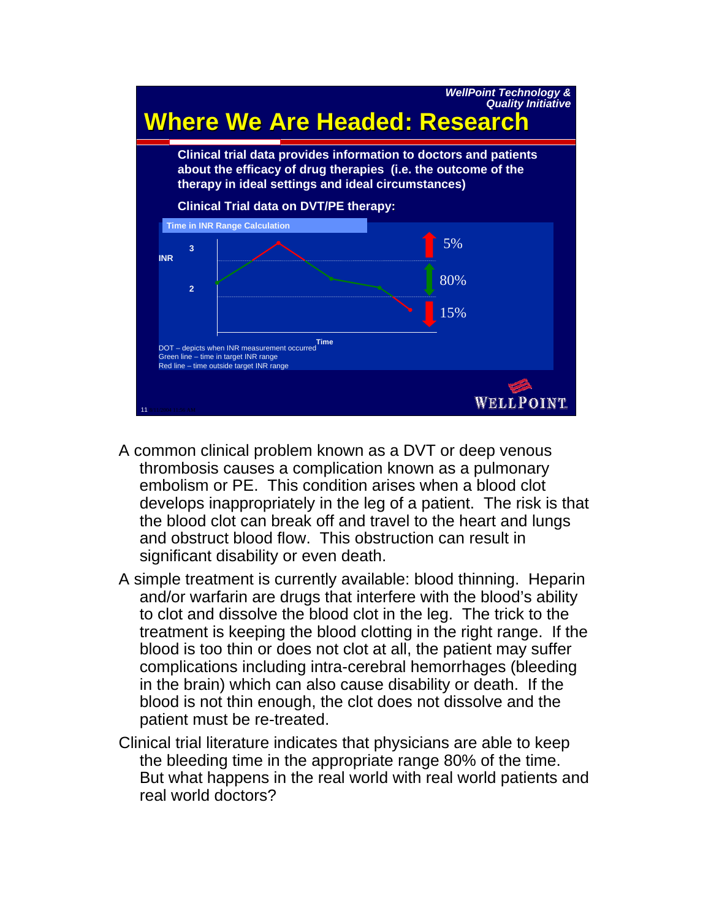*WellPoint Technology & Quality Initiative*

# Where We Are Headed: Research

**Clinical trial data provides information to doctors and patients about the efficacy of drug therapies (i.e. the outcome of the therapy in ideal settings and ideal circumstances)**

**Clinical Trial data on DVT/PE therapy:**

**Time in INR Range Calculation**

INR: 3, 2

Time

5%

80%

15%

DOT – depicts when INR measurement occurred
Green line – time in target INR range
Red line – time outside target INR range

WELLPOINT

A common clinical problem known as a DVT or deep venous thrombosis causes a complication known as a pulmonary embolism or PE. This condition arises when a blood clot develops inappropriately in the leg of a patient. The risk is that the blood clot can break off and travel to the heart and lungs and obstruct blood flow. This obstruction can result in significant disability or even death.

A simple treatment is currently available: blood thinning. Heparin and/or warfarin are drugs that interfere with the blood's ability to clot and dissolve the blood clot in the leg. The trick to the treatment is keeping the blood clotting in the right range. If the blood is too thin or does not clot at all, the patient may suffer complications including intra-cerebral hemorrhages (bleeding in the brain) which can also cause disability or death. If the blood is not thin enough, the clot does not dissolve and the patient must be re-treated.

Clinical trial literature indicates that physicians are able to keep the bleeding time in the appropriate range 80% of the time. But what happens in the real world with real world patients and real world doctors?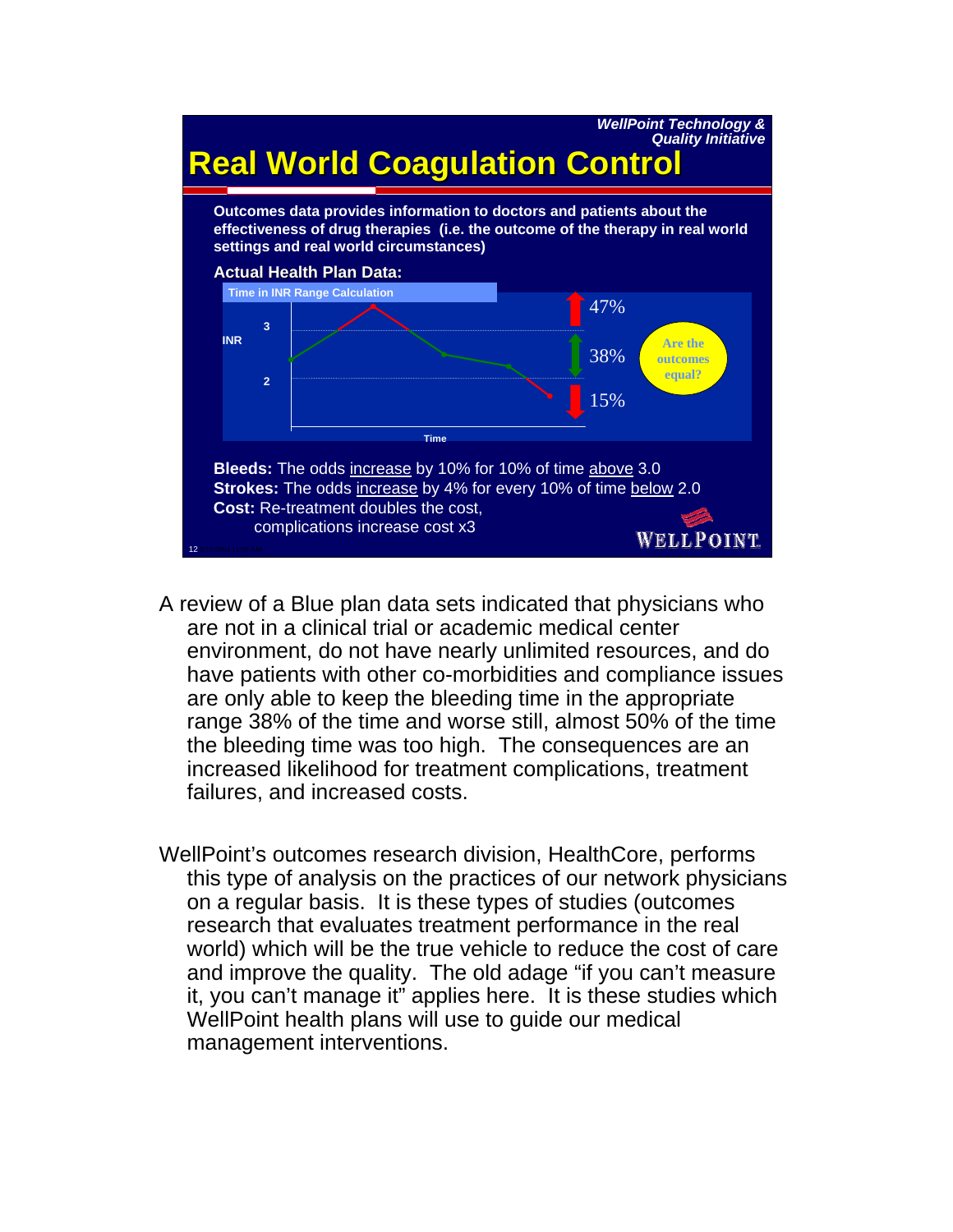*WellPoint Technology & Quality Initiative*

# Real World Coagulation Control

**Outcomes data provides information to doctors and patients about the effectiveness of drug therapies (i.e. the outcome of the therapy in real world settings and real world circumstances)**

**Actual Health Plan Data:**

Time in INR Range Calculation

INR 3, 2 — Time

47%

38%

15%

Are the outcomes equal?

**Bleeds:** The odds increase by 10% for 10% of time above 3.0
**Strokes:** The odds increase by 4% for every 10% of time below 2.0
**Cost:** Re-treatment doubles the cost, complications increase cost x3

WELLPOINT

A review of a Blue plan data sets indicated that physicians who are not in a clinical trial or academic medical center environment, do not have nearly unlimited resources, and do have patients with other co-morbidities and compliance issues are only able to keep the bleeding time in the appropriate range 38% of the time and worse still, almost 50% of the time the bleeding time was too high. The consequences are an increased likelihood for treatment complications, treatment failures, and increased costs.

WellPoint's outcomes research division, HealthCore, performs this type of analysis on the practices of our network physicians on a regular basis. It is these types of studies (outcomes research that evaluates treatment performance in the real world) which will be the true vehicle to reduce the cost of care and improve the quality. The old adage "if you can't measure it, you can't manage it" applies here. It is these studies which WellPoint health plans will use to guide our medical management interventions.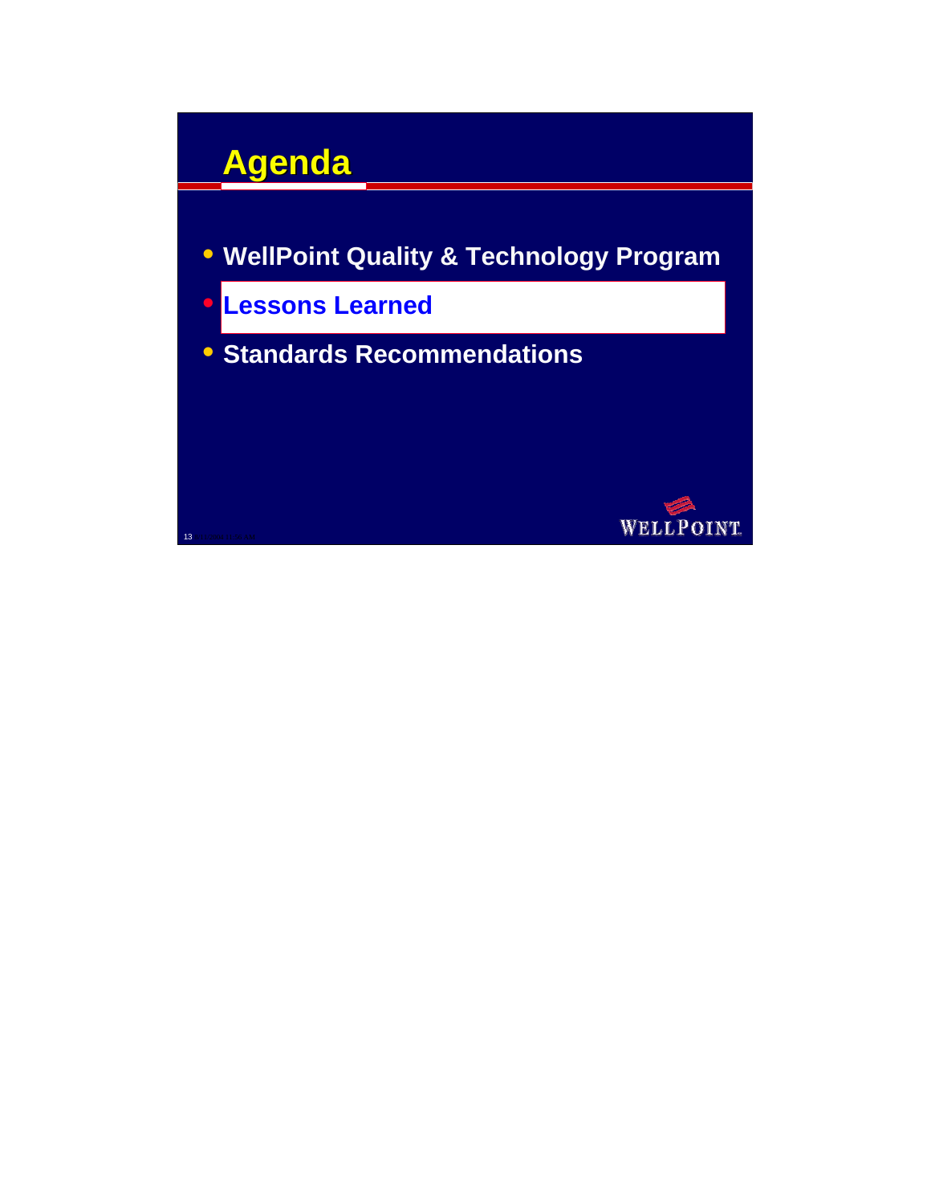# Agenda

- WellPoint Quality & Technology Program
- **Lessons Learned**
- Standards Recommendations

WELLPOINT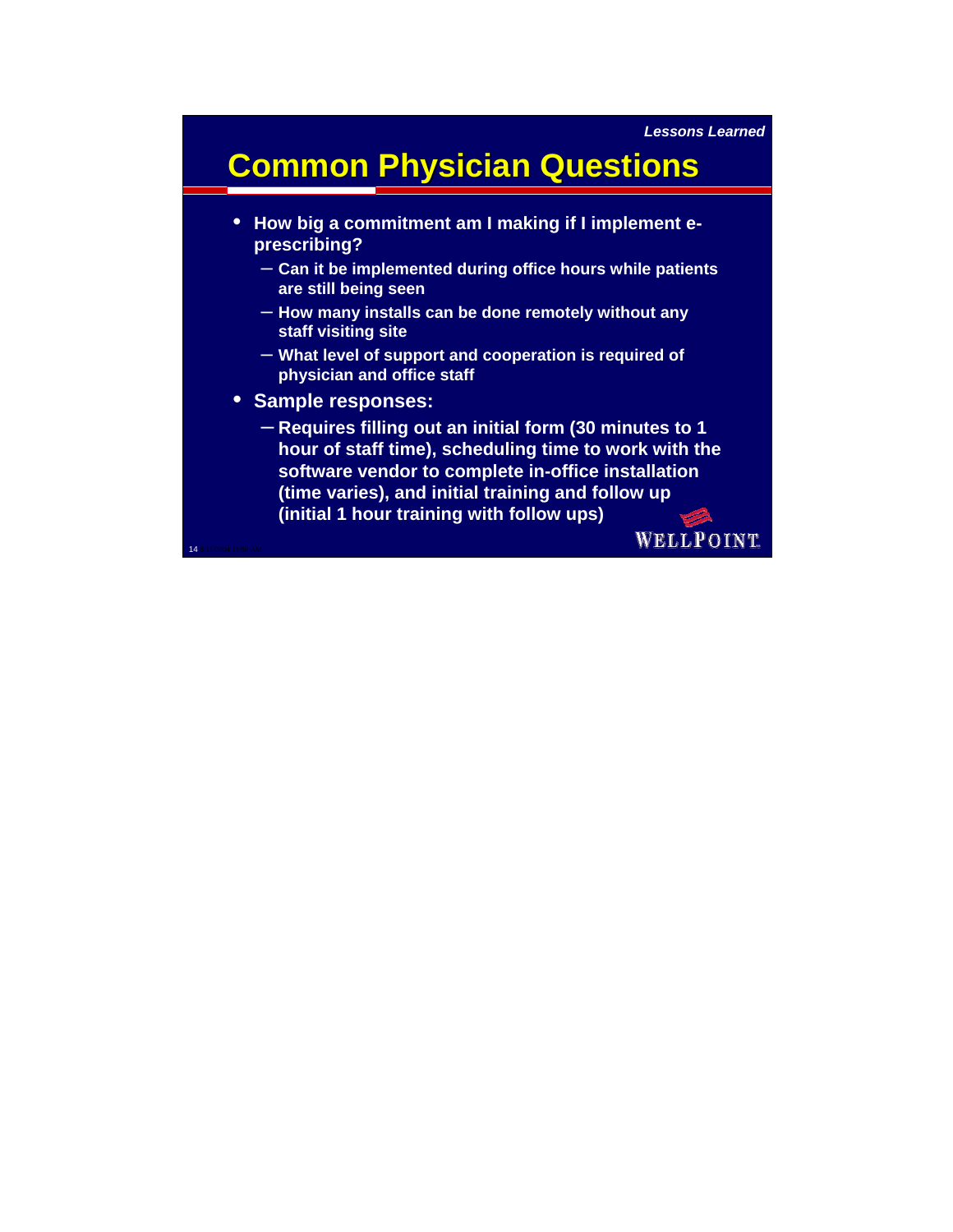*Lessons Learned*

# Common Physician Questions

- **How big a commitment am I making if I implement e-prescribing?**
  - **Can it be implemented during office hours while patients are still being seen**
  - **How many installs can be done remotely without any staff visiting site**
  - **What level of support and cooperation is required of physician and office staff**
- **Sample responses:**
  - **Requires filling out an initial form (30 minutes to 1 hour of staff time), scheduling time to work with the software vendor to complete in-office installation (time varies), and initial training and follow up (initial 1 hour training with follow ups)**

WELLPOINT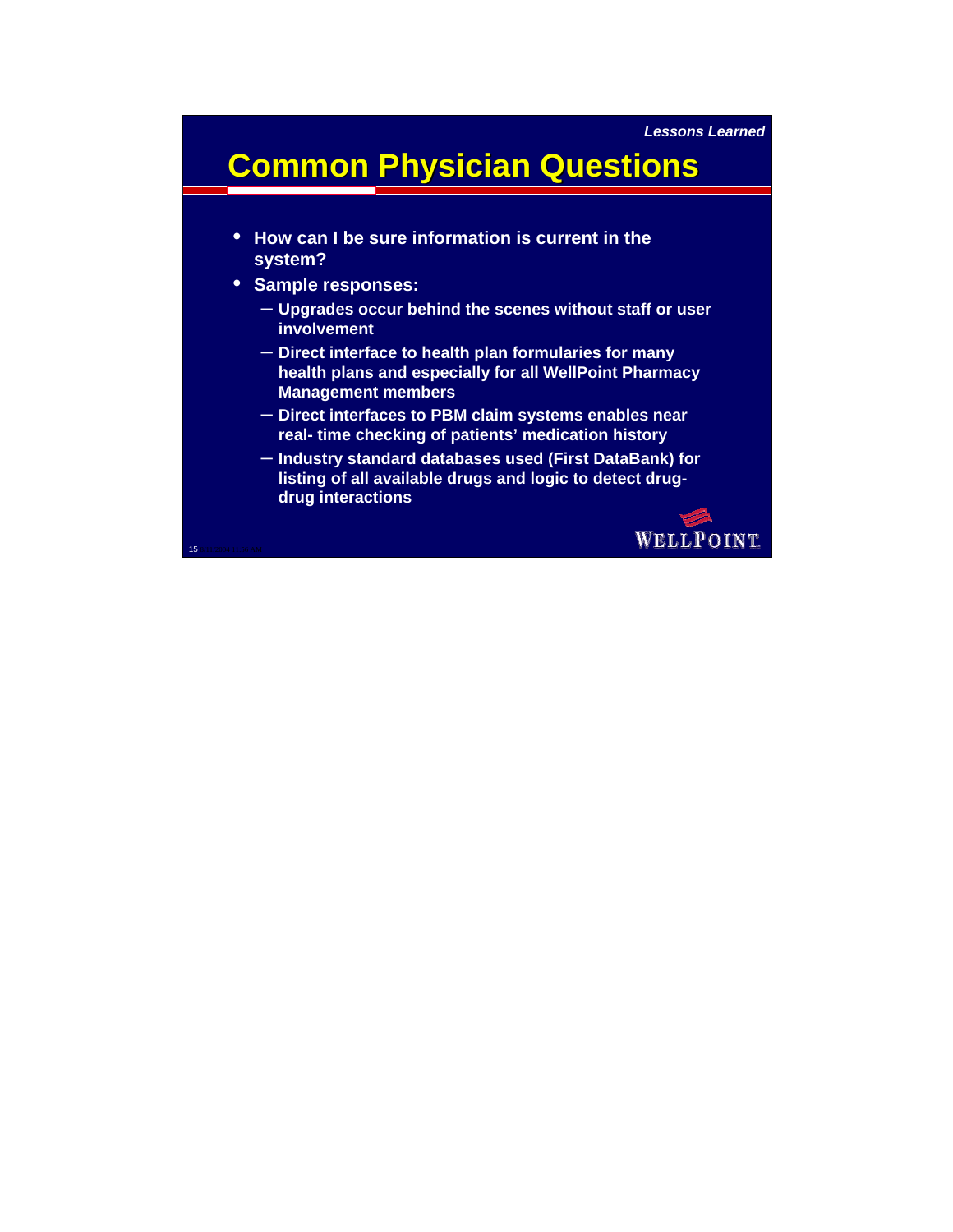*Lessons Learned*

# Common Physician Questions

- **How can I be sure information is current in the system?**
- **Sample responses:**
  - **Upgrades occur behind the scenes without staff or user involvement**
  - **Direct interface to health plan formularies for many health plans and especially for all WellPoint Pharmacy Management members**
  - **Direct interfaces to PBM claim systems enables near real- time checking of patients' medication history**
  - **Industry standard databases used (First DataBank) for listing of all available drugs and logic to detect drug-drug interactions**

WELLPOINT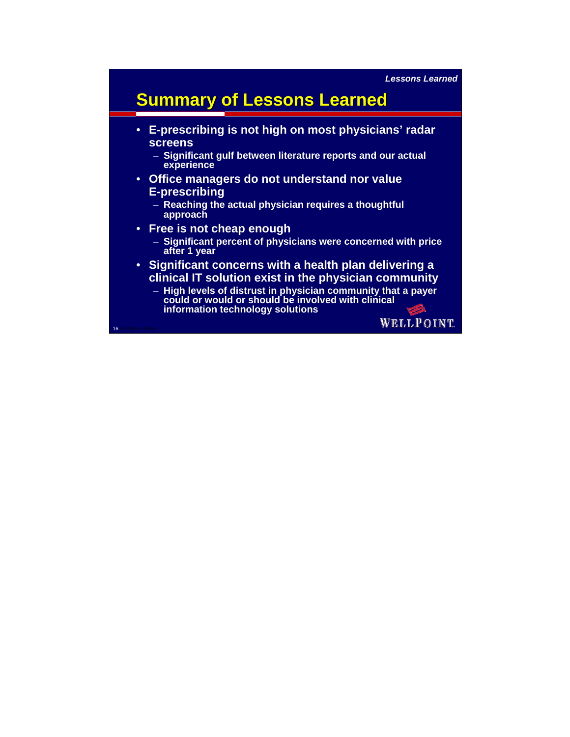*Lessons Learned*

# Summary of Lessons Learned

- **E-prescribing is not high on most physicians' radar screens**
  - **Significant gulf between literature reports and our actual experience**
- **Office managers do not understand nor value E-prescribing**
  - **Reaching the actual physician requires a thoughtful approach**
- **Free is not cheap enough**
  - **Significant percent of physicians were concerned with price after 1 year**
- **Significant concerns with a health plan delivering a clinical IT solution exist in the physician community**
  - **High levels of distrust in physician community that a payer could or would or should be involved with clinical information technology solutions**

WELLPOINT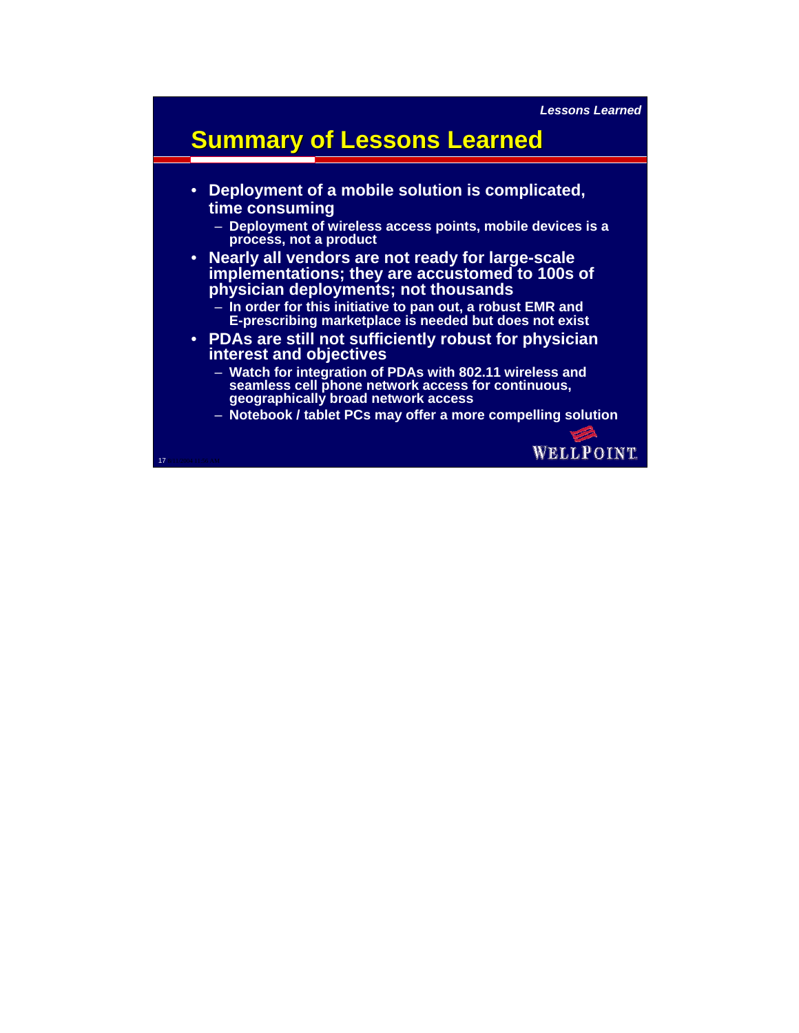# Summary of Lessons Learned

- **Deployment of a mobile solution is complicated, time consuming**
  - **Deployment of wireless access points, mobile devices is a process, not a product**
- **Nearly all vendors are not ready for large-scale implementations; they are accustomed to 100s of physician deployments; not thousands**
  - **In order for this initiative to pan out, a robust EMR and E-prescribing marketplace is needed but does not exist**
- **PDAs are still not sufficiently robust for physician interest and objectives**
  - **Watch for integration of PDAs with 802.11 wireless and seamless cell phone network access for continuous, geographically broad network access**
  - **Notebook / tablet PCs may offer a more compelling solution**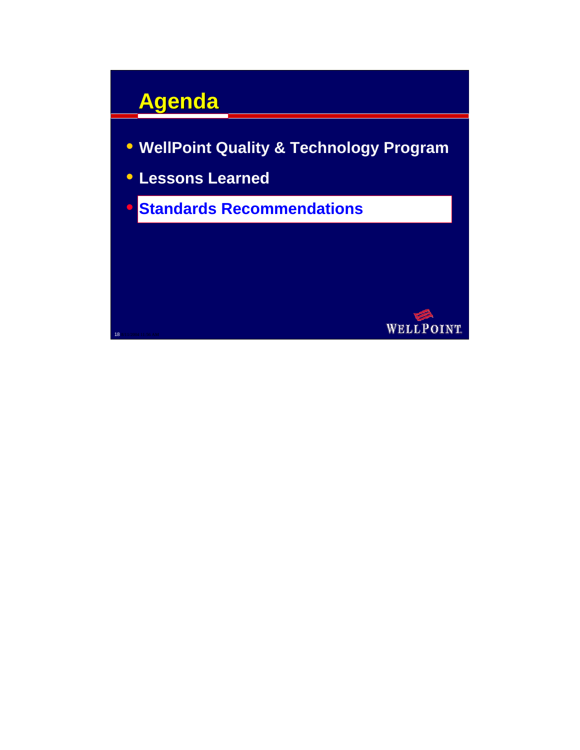# Agenda

- WellPoint Quality & Technology Program
- Lessons Learned
- **Standards Recommendations**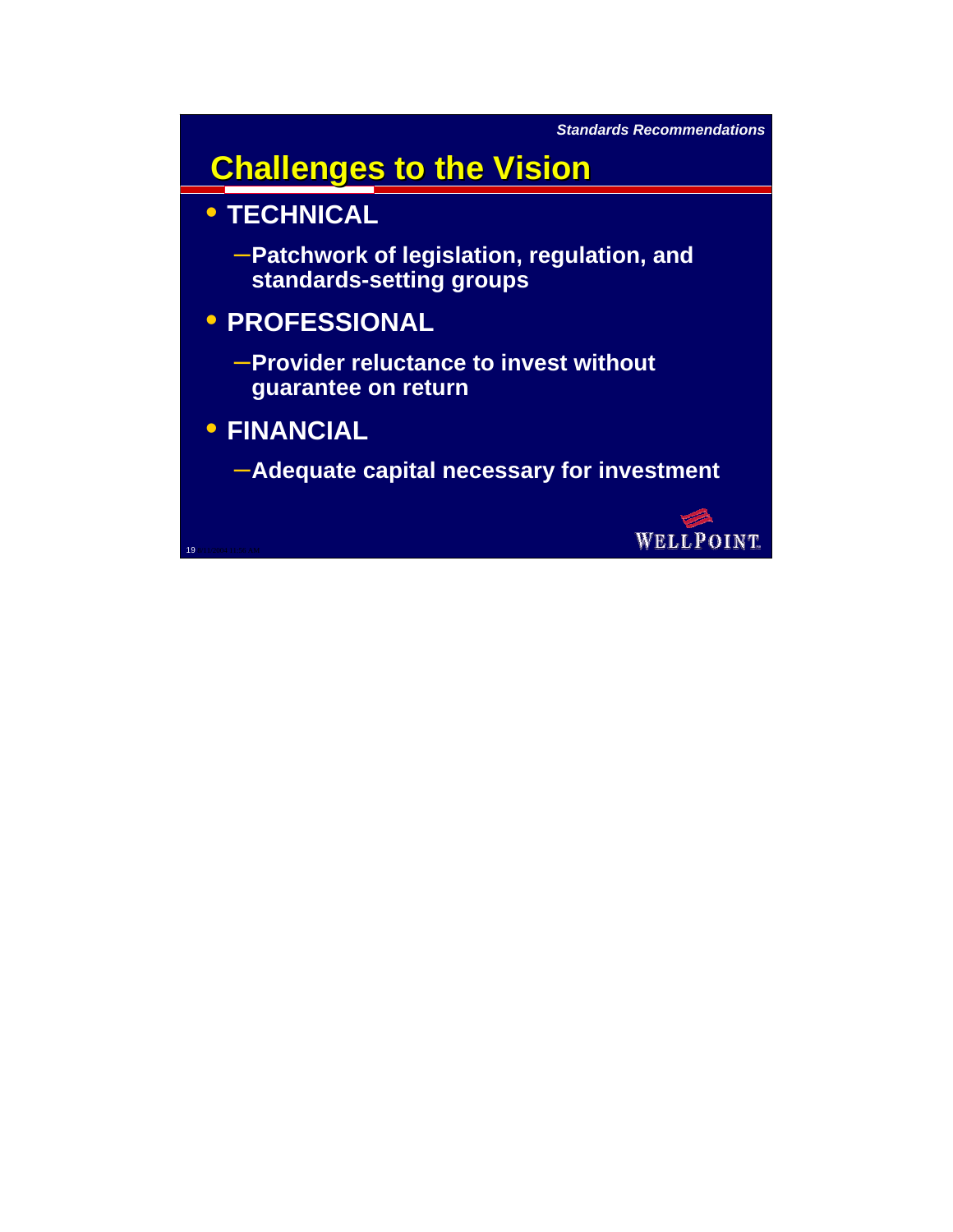*Standards Recommendations*

# Challenges to the Vision

- **TECHNICAL**
  - **Patchwork of legislation, regulation, and standards-setting groups**
- **PROFESSIONAL**
  - **Provider reluctance to invest without guarantee on return**
- **FINANCIAL**
  - **Adequate capital necessary for investment**

WELLPOINT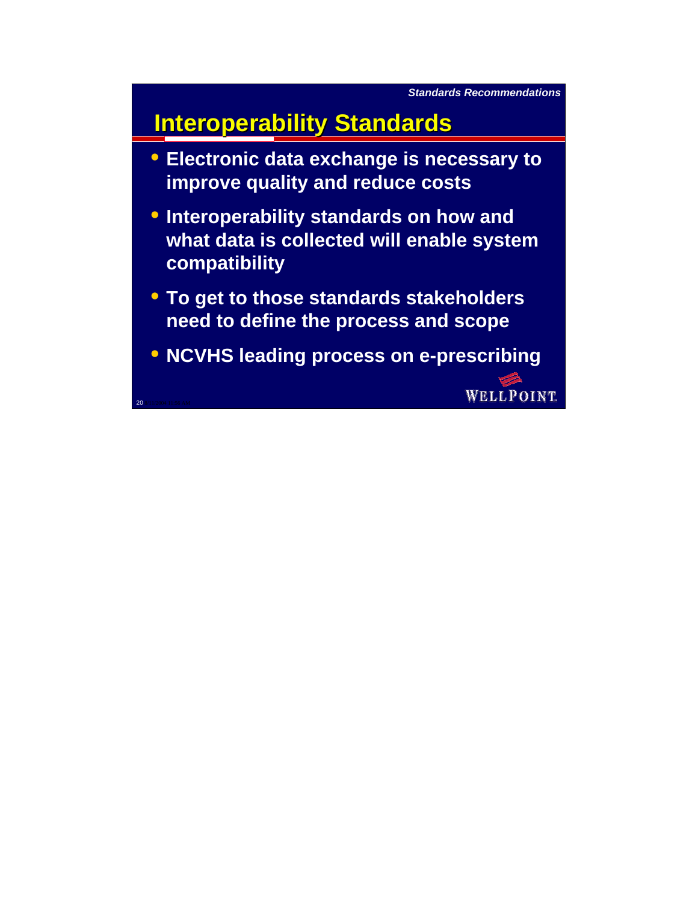*Standards Recommendations*

# Interoperability Standards

- Electronic data exchange is necessary to improve quality and reduce costs
- Interoperability standards on how and what data is collected will enable system compatibility
- To get to those standards stakeholders need to define the process and scope
- NCVHS leading process on e-prescribing

WELLPOINT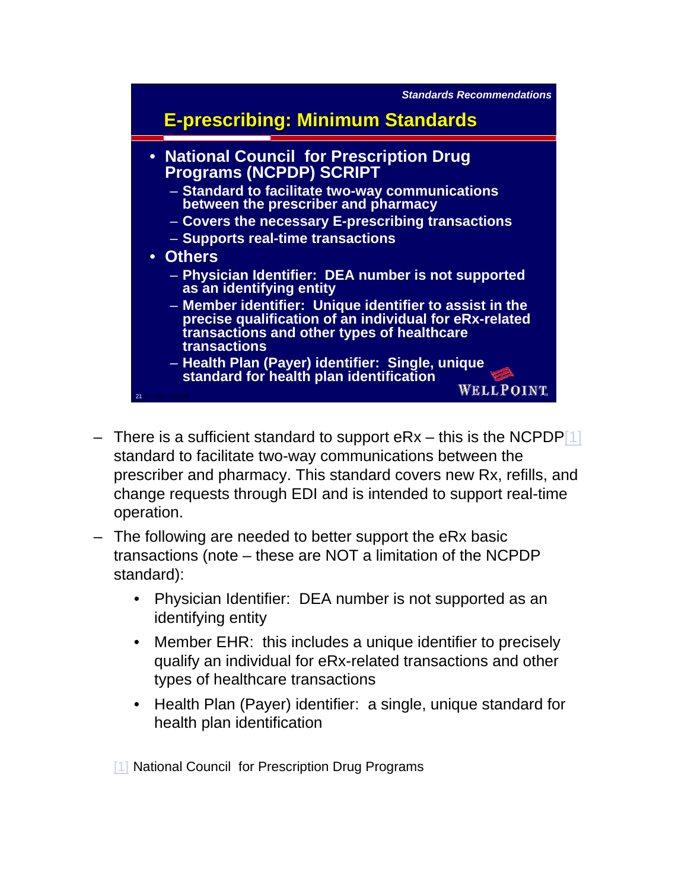*Standards Recommendations*

## E-prescribing: Minimum Standards

- **National Council for Prescription Drug Programs (NCPDP) SCRIPT**
  - **Standard to facilitate two-way communications between the prescriber and pharmacy**
  - **Covers the necessary E-prescribing transactions**
  - **Supports real-time transactions**
- **Others**
  - **Physician Identifier: DEA number is not supported as an identifying entity**
  - **Member identifier: Unique identifier to assist in the precise qualification of an individual for eRx-related transactions and other types of healthcare transactions**
  - **Health Plan (Payer) identifier: Single, unique standard for health plan identification**

WELLPOINT

– There is a sufficient standard to support eRx – this is the NCPDP[1] standard to facilitate two-way communications between the prescriber and pharmacy. This standard covers new Rx, refills, and change requests through EDI and is intended to support real-time operation.

– The following are needed to better support the eRx basic transactions (note – these are NOT a limitation of the NCPDP standard):

- Physician Identifier: DEA number is not supported as an identifying entity
- Member EHR: this includes a unique identifier to precisely qualify an individual for eRx-related transactions and other types of healthcare transactions
- Health Plan (Payer) identifier: a single, unique standard for health plan identification

[1] National Council for Prescription Drug Programs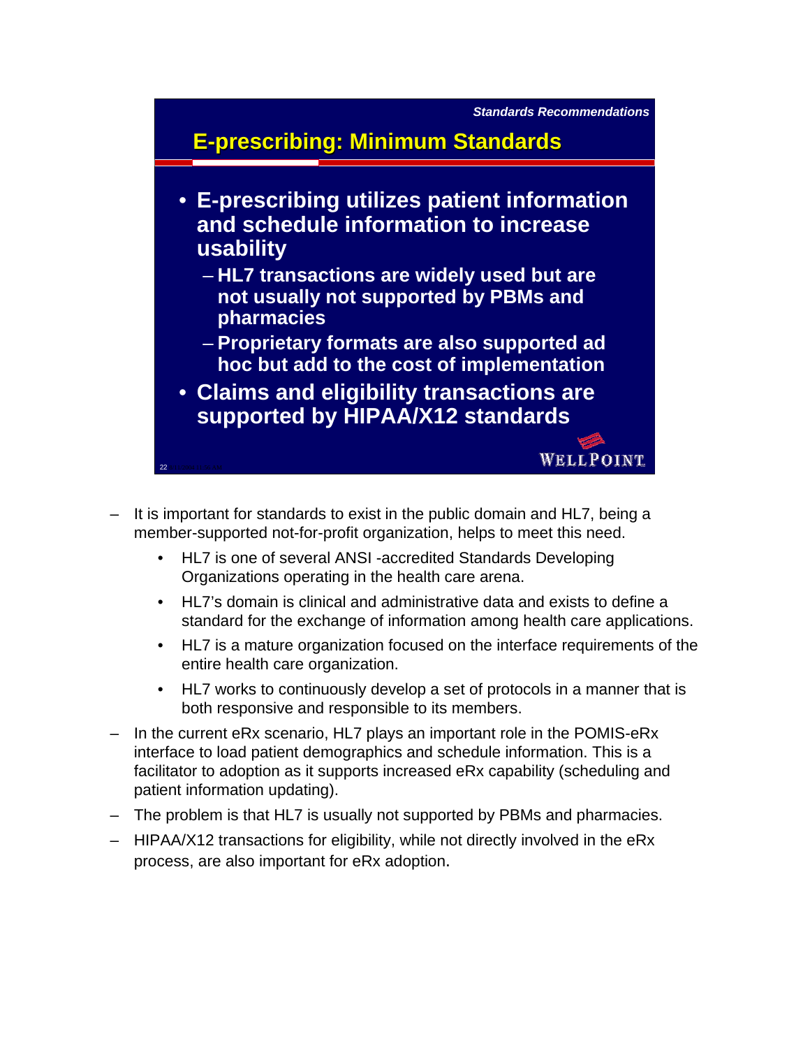*Standards Recommendations*

## E-prescribing: Minimum Standards

- **E-prescribing utilizes patient information and schedule information to increase usability**
  - **HL7 transactions are widely used but are not usually not supported by PBMs and pharmacies**
  - **Proprietary formats are also supported ad hoc but add to the cost of implementation**
- **Claims and eligibility transactions are supported by HIPAA/X12 standards**

WELLPOINT

– It is important for standards to exist in the public domain and HL7, being a member-supported not-for-profit organization, helps to meet this need.
  - HL7 is one of several ANSI -accredited Standards Developing Organizations operating in the health care arena.
  - HL7's domain is clinical and administrative data and exists to define a standard for the exchange of information among health care applications.
  - HL7 is a mature organization focused on the interface requirements of the entire health care organization.
  - HL7 works to continuously develop a set of protocols in a manner that is both responsive and responsible to its members.

– In the current eRx scenario, HL7 plays an important role in the POMIS-eRx interface to load patient demographics and schedule information. This is a facilitator to adoption as it supports increased eRx capability (scheduling and patient information updating).

– The problem is that HL7 is usually not supported by PBMs and pharmacies.

– HIPAA/X12 transactions for eligibility, while not directly involved in the eRx process, are also important for eRx adoption.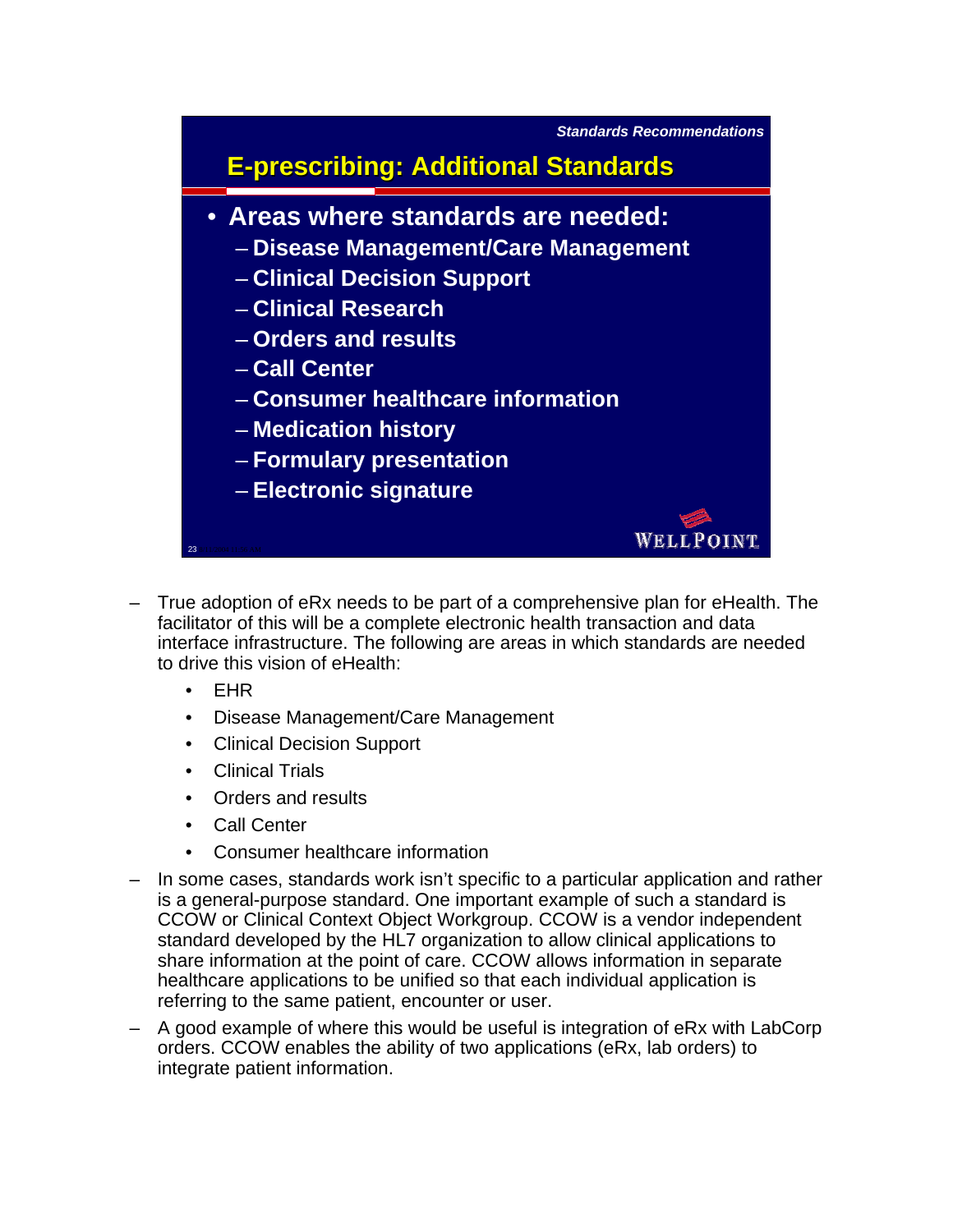*Standards Recommendations*

## E-prescribing: Additional Standards

- **Areas where standards are needed:**
  - **Disease Management/Care Management**
  - **Clinical Decision Support**
  - **Clinical Research**
  - **Orders and results**
  - **Call Center**
  - **Consumer healthcare information**
  - **Medication history**
  - **Formulary presentation**
  - **Electronic signature**

WELLPOINT

- True adoption of eRx needs to be part of a comprehensive plan for eHealth. The facilitator of this will be a complete electronic health transaction and data interface infrastructure. The following are areas in which standards are needed to drive this vision of eHealth:
  - EHR
  - Disease Management/Care Management
  - Clinical Decision Support
  - Clinical Trials
  - Orders and results
  - Call Center
  - Consumer healthcare information
- In some cases, standards work isn't specific to a particular application and rather is a general-purpose standard. One important example of such a standard is CCOW or Clinical Context Object Workgroup. CCOW is a vendor independent standard developed by the HL7 organization to allow clinical applications to share information at the point of care. CCOW allows information in separate healthcare applications to be unified so that each individual application is referring to the same patient, encounter or user.
- A good example of where this would be useful is integration of eRx with LabCorp orders. CCOW enables the ability of two applications (eRx, lab orders) to integrate patient information.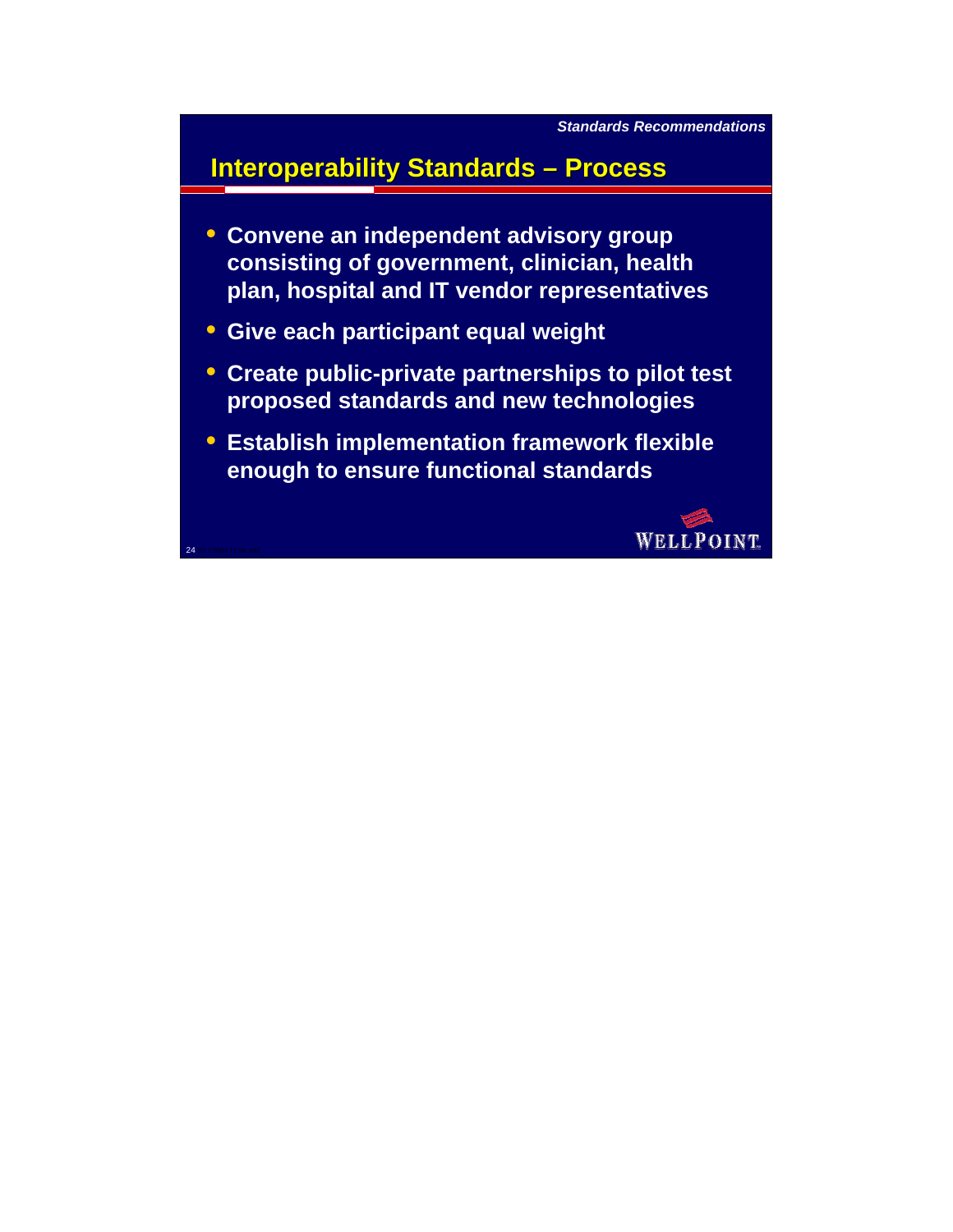*Standards Recommendations*

## Interoperability Standards – Process

- Convene an independent advisory group consisting of government, clinician, health plan, hospital and IT vendor representatives
- Give each participant equal weight
- Create public-private partnerships to pilot test proposed standards and new technologies
- Establish implementation framework flexible enough to ensure functional standards

WELLPOINT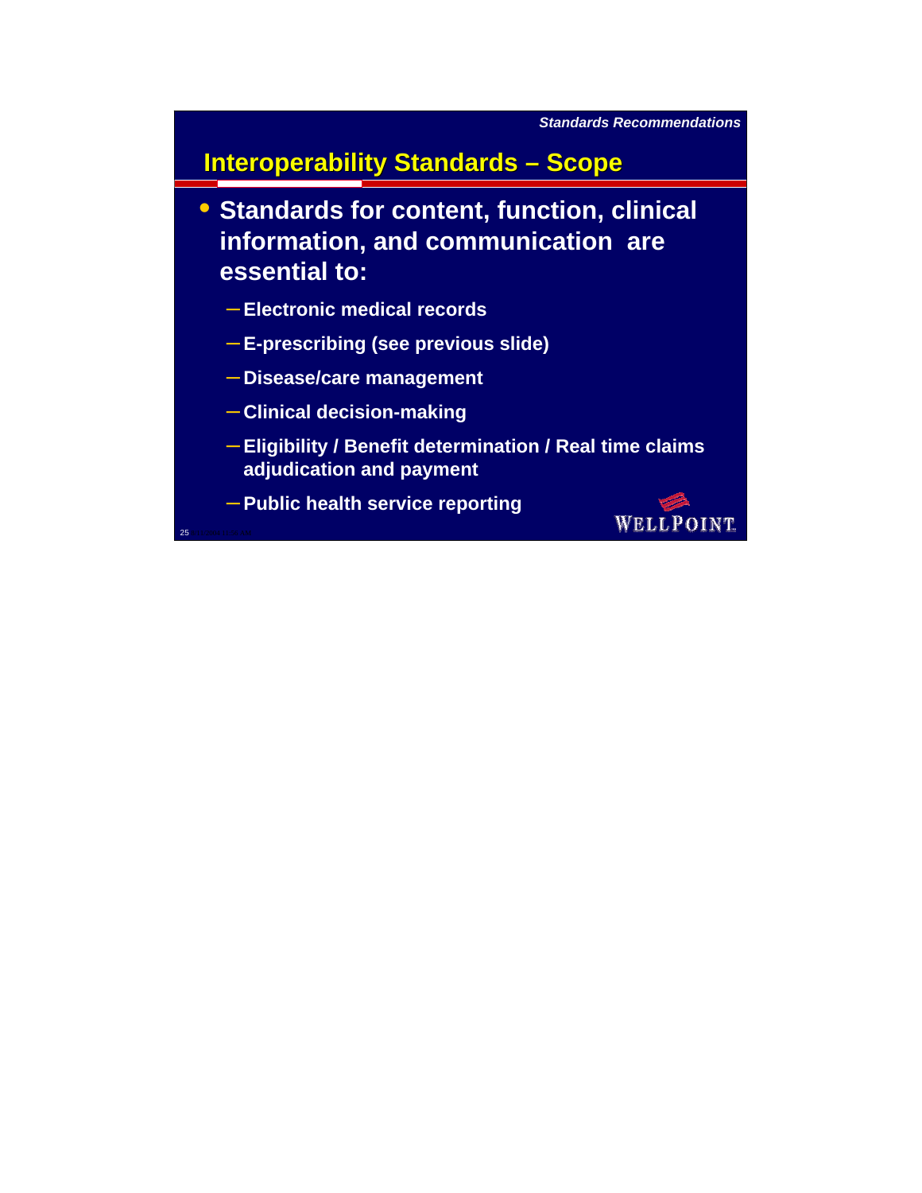*Standards Recommendations*

## Interoperability Standards – Scope

- **Standards for content, function, clinical information, and communication are essential to:**
  - Electronic medical records
  - E-prescribing (see previous slide)
  - Disease/care management
  - Clinical decision-making
  - Eligibility / Benefit determination / Real time claims adjudication and payment
  - Public health service reporting

WELLPOINT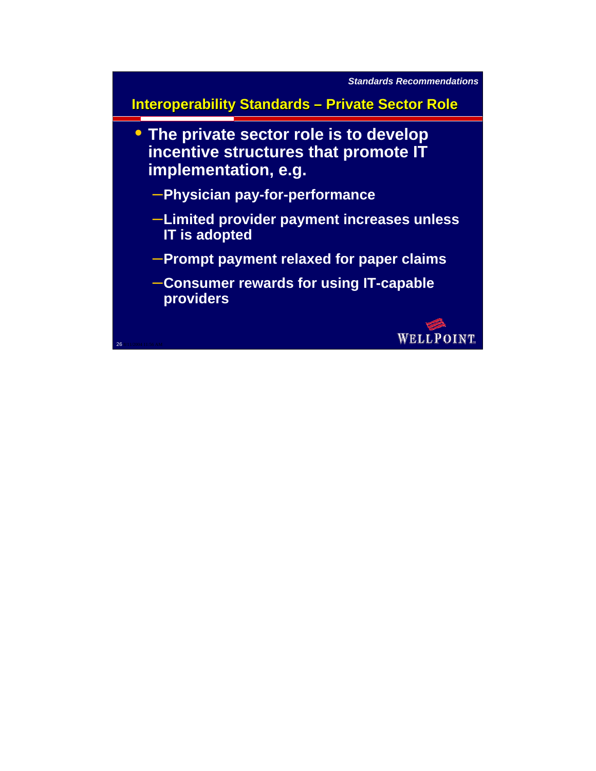*Standards Recommendations*

## Interoperability Standards – Private Sector Role

- **The private sector role is to develop incentive structures that promote IT implementation, e.g.**
  - **Physician pay-for-performance**
  - **Limited provider payment increases unless IT is adopted**
  - **Prompt payment relaxed for paper claims**
  - **Consumer rewards for using IT-capable providers**

WELLPOINT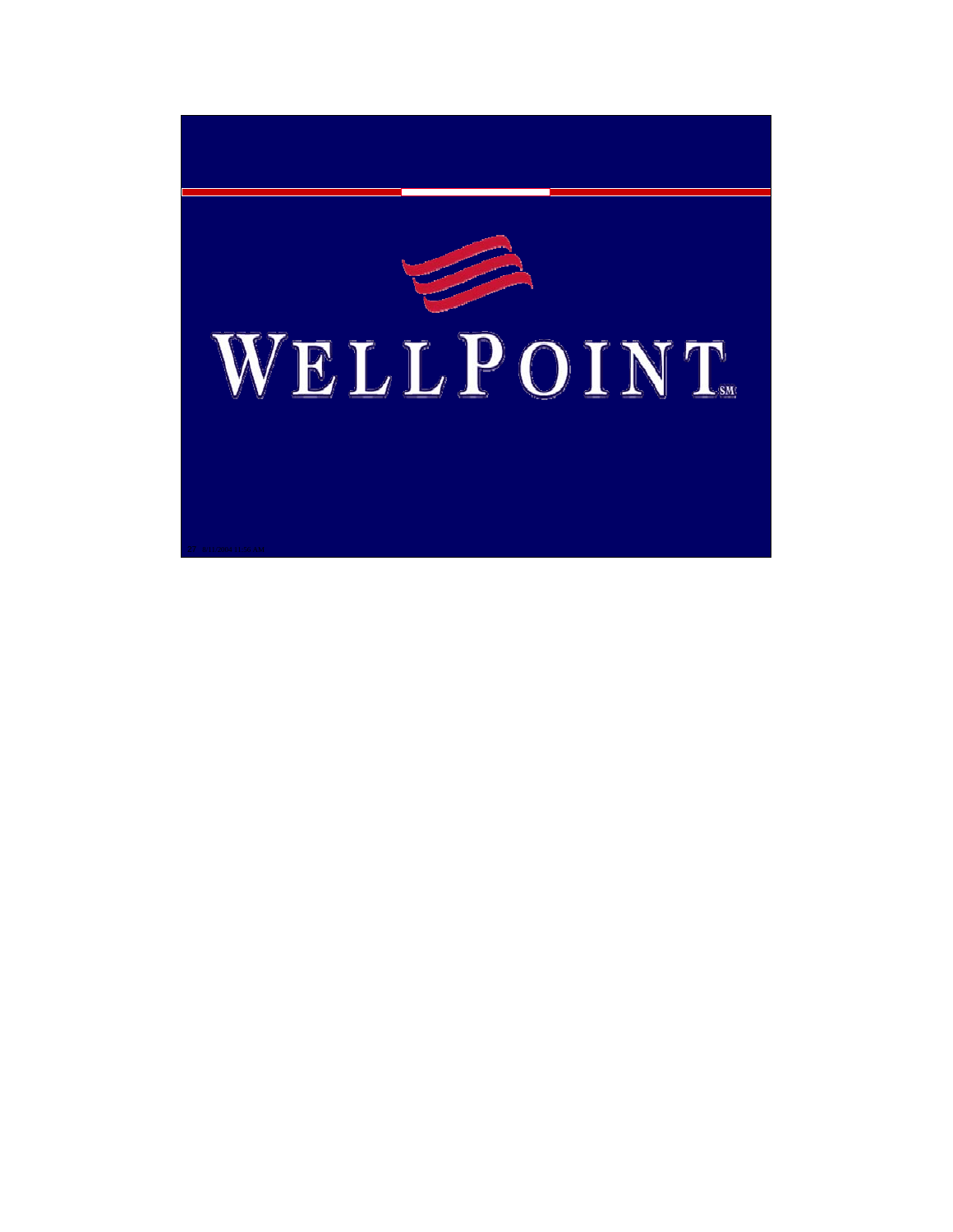WELLPOINT[SM]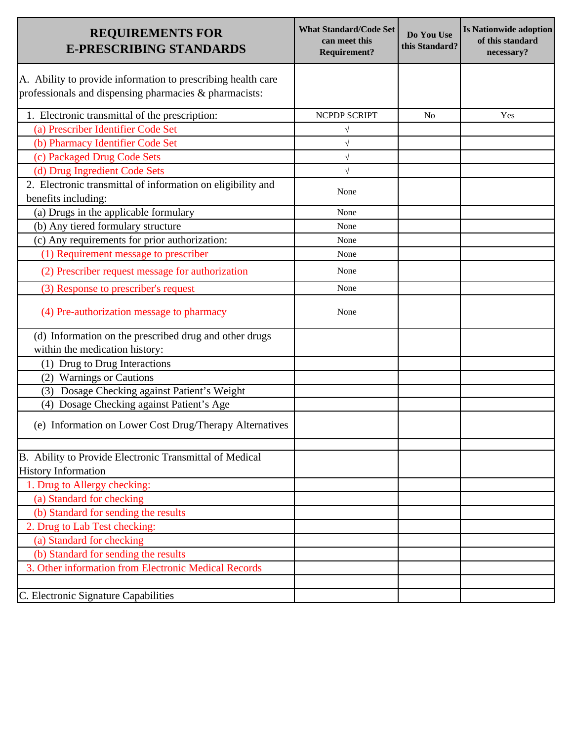| REQUIREMENTS FOR E-PRESCRIBING STANDARDS | What Standard/Code Set can meet this Requirement? | Do You Use this Standard? | Is Nationwide adoption of this standard necessary? |
|---|---|---|---|
| A. Ability to provide information to prescribing health care professionals and dispensing pharmacies & pharmacists: | | | |
| 1. Electronic transmittal of the prescription: | NCPDP SCRIPT | No | Yes |
| (a) Prescriber Identifier Code Set | √ | | |
| (b) Pharmacy Identifier Code Set | √ | | |
| (c) Packaged Drug Code Sets | √ | | |
| (d) Drug Ingredient Code Sets | √ | | |
| 2. Electronic transmittal of information on eligibility and benefits including: | None | | |
| (a) Drugs in the applicable formulary | None | | |
| (b) Any tiered formulary structure | None | | |
| (c) Any requirements for prior authorization: | None | | |
| (1) Requirement message to prescriber | None | | |
| (2) Prescriber request message for authorization | None | | |
| (3) Response to prescriber's request | None | | |
| (4) Pre-authorization message to pharmacy | None | | |
| (d) Information on the prescribed drug and other drugs within the medication history: | | | |
| (1) Drug to Drug Interactions | | | |
| (2) Warnings or Cautions | | | |
| (3) Dosage Checking against Patient's Weight | | | |
| (4) Dosage Checking against Patient's Age | | | |
| (e) Information on Lower Cost Drug/Therapy Alternatives | | | |
| | | | |
| B. Ability to Provide Electronic Transmittal of Medical History Information | | | |
| 1. Drug to Allergy checking: | | | |
| (a) Standard for checking | | | |
| (b) Standard for sending the results | | | |
| 2. Drug to Lab Test checking: | | | |
| (a) Standard for checking | | | |
| (b) Standard for sending the results | | | |
| 3. Other information from Electronic Medical Records | | | |
| | | | |
| C. Electronic Signature Capabilities | | | |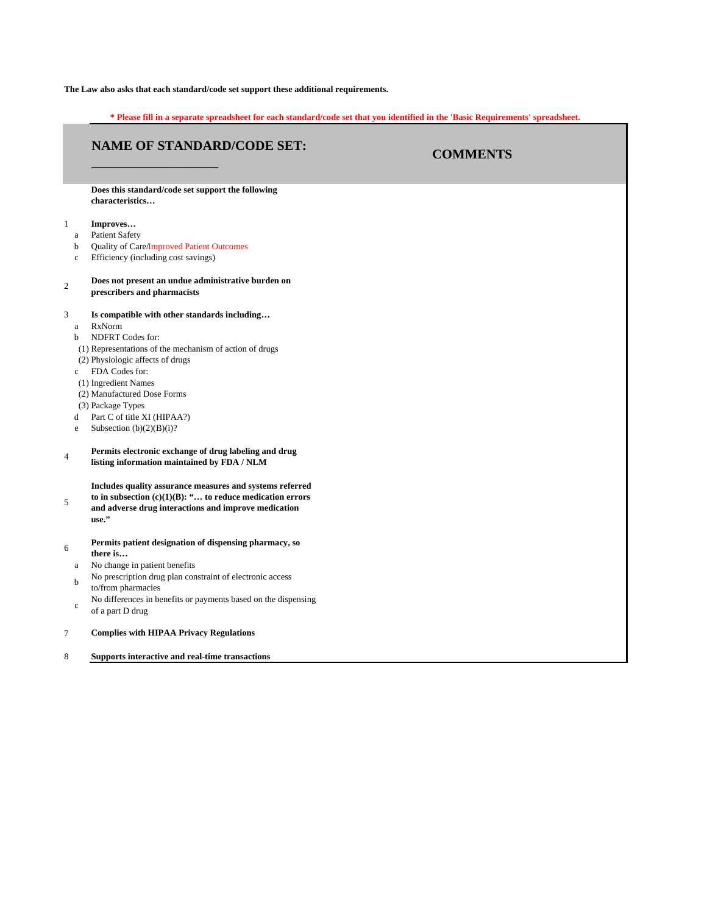**The Law also asks that each standard/code set support these additional requirements.**

**\* Please fill in a separate spreadsheet for each standard/code set that you identified in the 'Basic Requirements' spreadsheet.**

| | NAME OF STANDARD/CODE SET: ____________________ | COMMENTS |
|---|---|---|
| | **Does this standard/code set support the following characteristics…** | |
| 1 | **Improves…** | |
| a | Patient Safety | |
| b | Quality of Care/Improved Patient Outcomes | |
| c | Efficiency (including cost savings) | |
| 2 | **Does not present an undue administrative burden on prescribers and pharmacists** | |
| 3 | **Is compatible with other standards including…** | |
| a | RxNorm | |
| b | NDFRT Codes for: | |
| | (1) Representations of the mechanism of action of drugs | |
| | (2) Physiologic affects of drugs | |
| c | FDA Codes for: | |
| | (1) Ingredient Names | |
| | (2) Manufactured Dose Forms | |
| | (3) Package Types | |
| d | Part C of title XI (HIPAA?) | |
| e | Subsection (b)(2)(B)(i)? | |
| 4 | **Permits electronic exchange of drug labeling and drug listing information maintained by FDA / NLM** | |
| 5 | **Includes quality assurance measures and systems referred to in subsection (c)(1)(B): "… to reduce medication errors and adverse drug interactions and improve medication use."** | |
| 6 | **Permits patient designation of dispensing pharmacy, so there is…** | |
| a | No change in patient benefits | |
| b | No prescription drug plan constraint of electronic access to/from pharmacies | |
| c | No differences in benefits or payments based on the dispensing of a part D drug | |
| 7 | **Complies with HIPAA Privacy Regulations** | |
| 8 | **Supports interactive and real-time transactions** | |